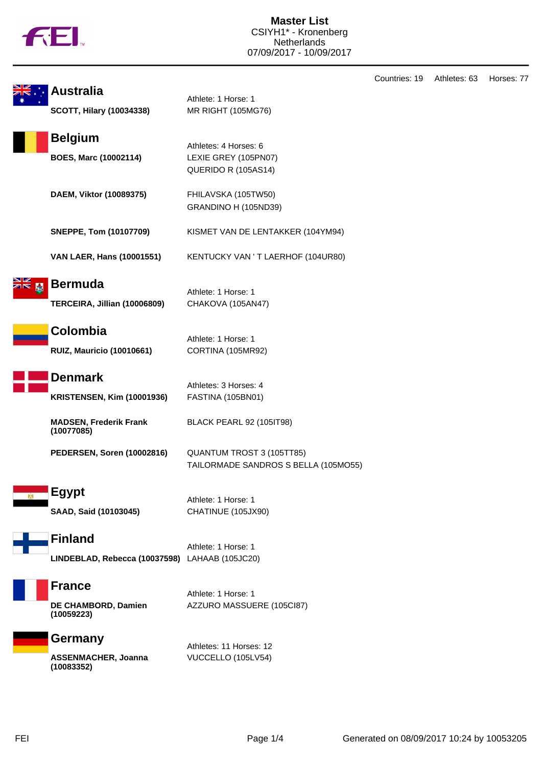# Master List

CSIYH1* - Kronenberg
Netherlands
07/09/2017 - 10/09/2017

Countries: 19 Athletes: 63 Horses: 77

## Australia

Athlete: 1 Horse: 1

| Athlete | Horse |
|---|---|
| **SCOTT, Hilary (10034338)** | MR RIGHT (105MG76) |

## Belgium

Athletes: 4 Horses: 6

| Athlete | Horse |
|---|---|
| **BOES, Marc (10002114)** | LEXIE GREY (105PN07) |
| | QUERIDO R (105AS14) |
| **DAEM, Viktor (10089375)** | FHILAVSKA (105TW50) |
| | GRANDINO H (105ND39) |
| **SNEPPE, Tom (10107709)** | KISMET VAN DE LENTAKKER (104YM94) |
| **VAN LAER, Hans (10001551)** | KENTUCKY VAN ' T LAERHOF (104UR80) |

## Bermuda

Athlete: 1 Horse: 1

| Athlete | Horse |
|---|---|
| **TERCEIRA, Jillian (10006809)** | CHAKOVA (105AN47) |

## Colombia

Athlete: 1 Horse: 1

| Athlete | Horse |
|---|---|
| **RUIZ, Mauricio (10010661)** | CORTINA (105MR92) |

## Denmark

Athletes: 3 Horses: 4

| Athlete | Horse |
|---|---|
| **KRISTENSEN, Kim (10001936)** | FASTINA (105BN01) |
| **MADSEN, Frederik Frank (10077085)** | BLACK PEARL 92 (105IT98) |
| **PEDERSEN, Soren (10002816)** | QUANTUM TROST 3 (105TT85) |
| | TAILORMADE SANDROS S BELLA (105MO55) |

## Egypt

Athlete: 1 Horse: 1

| Athlete | Horse |
|---|---|
| **SAAD, Said (10103045)** | CHATINUE (105JX90) |

## Finland

Athlete: 1 Horse: 1

| Athlete | Horse |
|---|---|
| **LINDEBLAD, Rebecca (10037598)** | LAHAAB (105JC20) |

## France

Athlete: 1 Horse: 1

| Athlete | Horse |
|---|---|
| **DE CHAMBORD, Damien (10059223)** | AZZURO MASSUERE (105CI87) |

## Germany

Athletes: 11 Horses: 12

| Athlete | Horse |
|---|---|
| **ASSENMACHER, Joanna (10083352)** | VUCCELLO (105LV54) |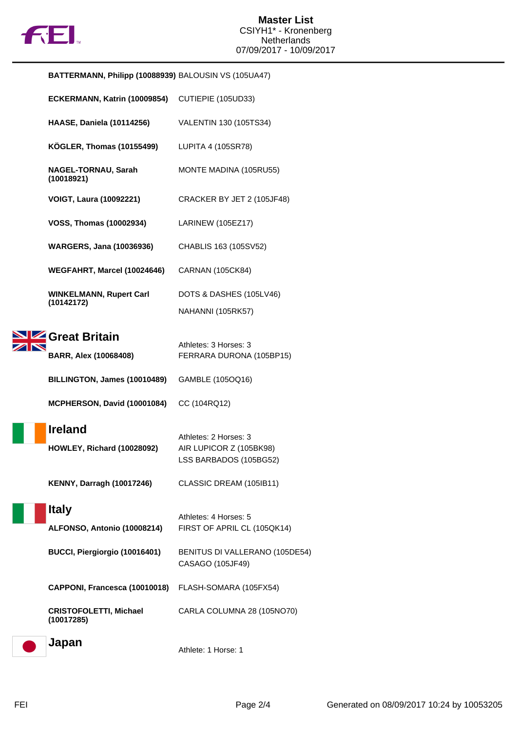**BATTERMANN, Philipp (10088939)** BALOUSIN VS (105UA47)

**ECKERMANN, Katrin (10009854)** CUTIEPIE (105UD33)

**HAASE, Daniela (10114256)** VALENTIN 130 (105TS34)

**KÖGLER, Thomas (10155499)** LUPITA 4 (105SR78)

**NAGEL-TORNAU, Sarah (10018921)** MONTE MADINA (105RU55)

**VOIGT, Laura (10092221)** CRACKER BY JET 2 (105JF48)

**VOSS, Thomas (10002934)** LARINEW (105EZ17)

**WARGERS, Jana (10036936)** CHABLIS 163 (105SV52)

**WEGFAHRT, Marcel (10024646)** CARNAN (105CK84)

**WINKELMANN, Rupert Carl (10142172)** DOTS & DASHES (105LV46)
NAHANNI (105RK57)

## Great Britain

Athletes: 3 Horses: 3

**BARR, Alex (10068408)** FERRARA DURONA (105BP15)

**BILLINGTON, James (10010489)** GAMBLE (105OQ16)

**MCPHERSON, David (10001084)** CC (104RQ12)

## Ireland

Athletes: 2 Horses: 3

**HOWLEY, Richard (10028092)** AIR LUPICOR Z (105BK98)
LSS BARBADOS (105BG52)

**KENNY, Darragh (10017246)** CLASSIC DREAM (105IB11)

## Italy

Athletes: 4 Horses: 5

**ALFONSO, Antonio (10008214)** FIRST OF APRIL CL (105QK14)

**BUCCI, Piergiorgio (10016401)** BENITUS DI VALLERANO (105DE54)
CASAGO (105JF49)

**CAPPONI, Francesca (10010018)** FLASH-SOMARA (105FX54)

**CRISTOFOLETTI, Michael (10017285)** CARLA COLUMNA 28 (105NO70)

## Japan

Athlete: 1 Horse: 1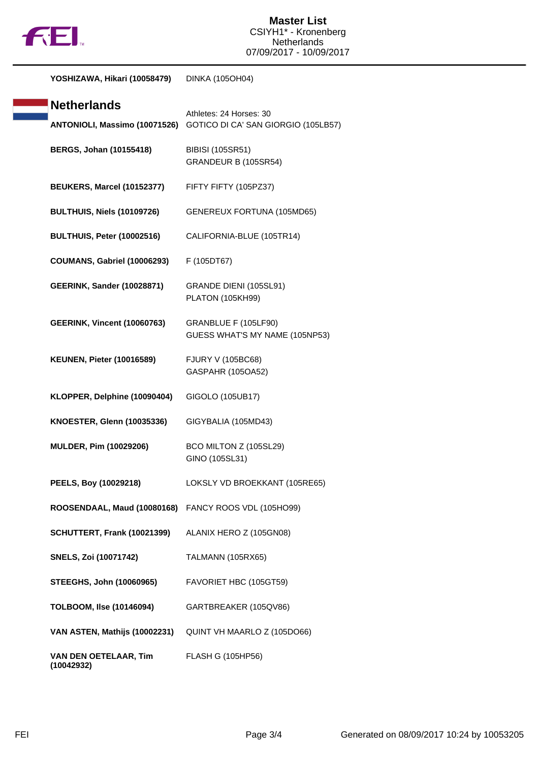**Master List**
CSIYH1* - Kronenberg
Netherlands
07/09/2017 - 10/09/2017

| | |
|---|---|
| **YOSHIZAWA, Hikari (10058479)** | DINKA (105OH04) |

## Netherlands

Athletes: 24 Horses: 30

| | |
|---|---|
| **ANTONIOLI, Massimo (10071526)** | GOTICO DI CA' SAN GIORGIO (105LB57) |
| **BERGS, Johan (10155418)** | BIBISI (105SR51)<br>GRANDEUR B (105SR54) |
| **BEUKERS, Marcel (10152377)** | FIFTY FIFTY (105PZ37) |
| **BULTHUIS, Niels (10109726)** | GENEREUX FORTUNA (105MD65) |
| **BULTHUIS, Peter (10002516)** | CALIFORNIA-BLUE (105TR14) |
| **COUMANS, Gabriel (10006293)** | F (105DT67) |
| **GEERINK, Sander (10028871)** | GRANDE DIENI (105SL91)<br>PLATON (105KH99) |
| **GEERINK, Vincent (10060763)** | GRANBLUE F (105LF90)<br>GUESS WHAT'S MY NAME (105NP53) |
| **KEUNEN, Pieter (10016589)** | FJURY V (105BC68)<br>GASPAHR (105OA52) |
| **KLOPPER, Delphine (10090404)** | GIGOLO (105UB17) |
| **KNOESTER, Glenn (10035336)** | GIGYBALIA (105MD43) |
| **MULDER, Pim (10029206)** | BCO MILTON Z (105SL29)<br>GINO (105SL31) |
| **PEELS, Boy (10029218)** | LOKSLY VD BROEKKANT (105RE65) |
| **ROOSENDAAL, Maud (10080168)** | FANCY ROOS VDL (105HO99) |
| **SCHUTTERT, Frank (10021399)** | ALANIX HERO Z (105GN08) |
| **SNELS, Zoi (10071742)** | TALMANN (105RX65) |
| **STEEGHS, John (10060965)** | FAVORIET HBC (105GT59) |
| **TOLBOOM, Ilse (10146094)** | GARTBREAKER (105QV86) |
| **VAN ASTEN, Mathijs (10002231)** | QUINT VH MAARLO Z (105DO66) |
| **VAN DEN OETELAAR, Tim (10042932)** | FLASH G (105HP56) |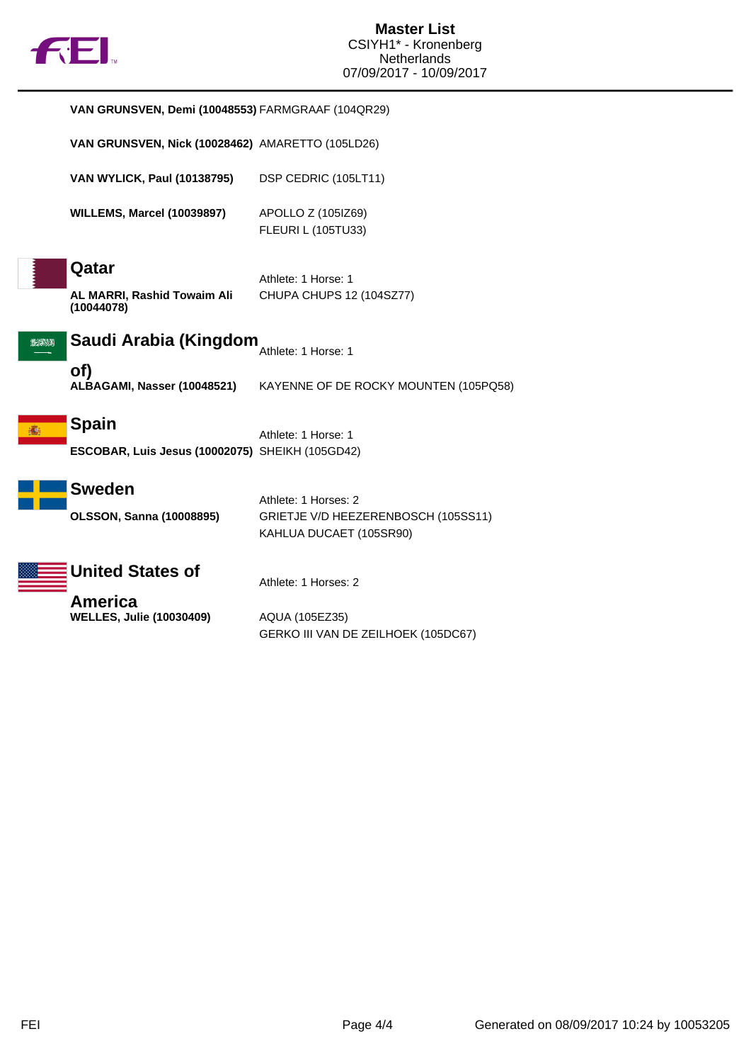**VAN GRUNSVEN, Demi (10048553)** FARMGRAAF (104QR29)

**VAN GRUNSVEN, Nick (10028462)** AMARETTO (105LD26)

**VAN WYLICK, Paul (10138795)** DSP CEDRIC (105LT11)

**WILLEMS, Marcel (10039897)** APOLLO Z (105IZ69)
FLEURI L (105TU33)

## Qatar

Athlete: 1 Horse: 1

**AL MARRI, Rashid Towaim Ali (10044078)** CHUPA CHUPS 12 (104SZ77)

## Saudi Arabia (Kingdom of)

Athlete: 1 Horse: 1

**ALBAGAMI, Nasser (10048521)** KAYENNE OF DE ROCKY MOUNTEN (105PQ58)

## Spain

Athlete: 1 Horse: 1

**ESCOBAR, Luis Jesus (10002075)** SHEIKH (105GD42)

## Sweden

Athlete: 1 Horses: 2

**OLSSON, Sanna (10008895)** GRIETJE V/D HEEZERENBOSCH (105SS11)
KAHLUA DUCAET (105SR90)

## United States of America

Athlete: 1 Horses: 2

**WELLES, Julie (10030409)** AQUA (105EZ35)
GERKO III VAN DE ZEILHOEK (105DC67)